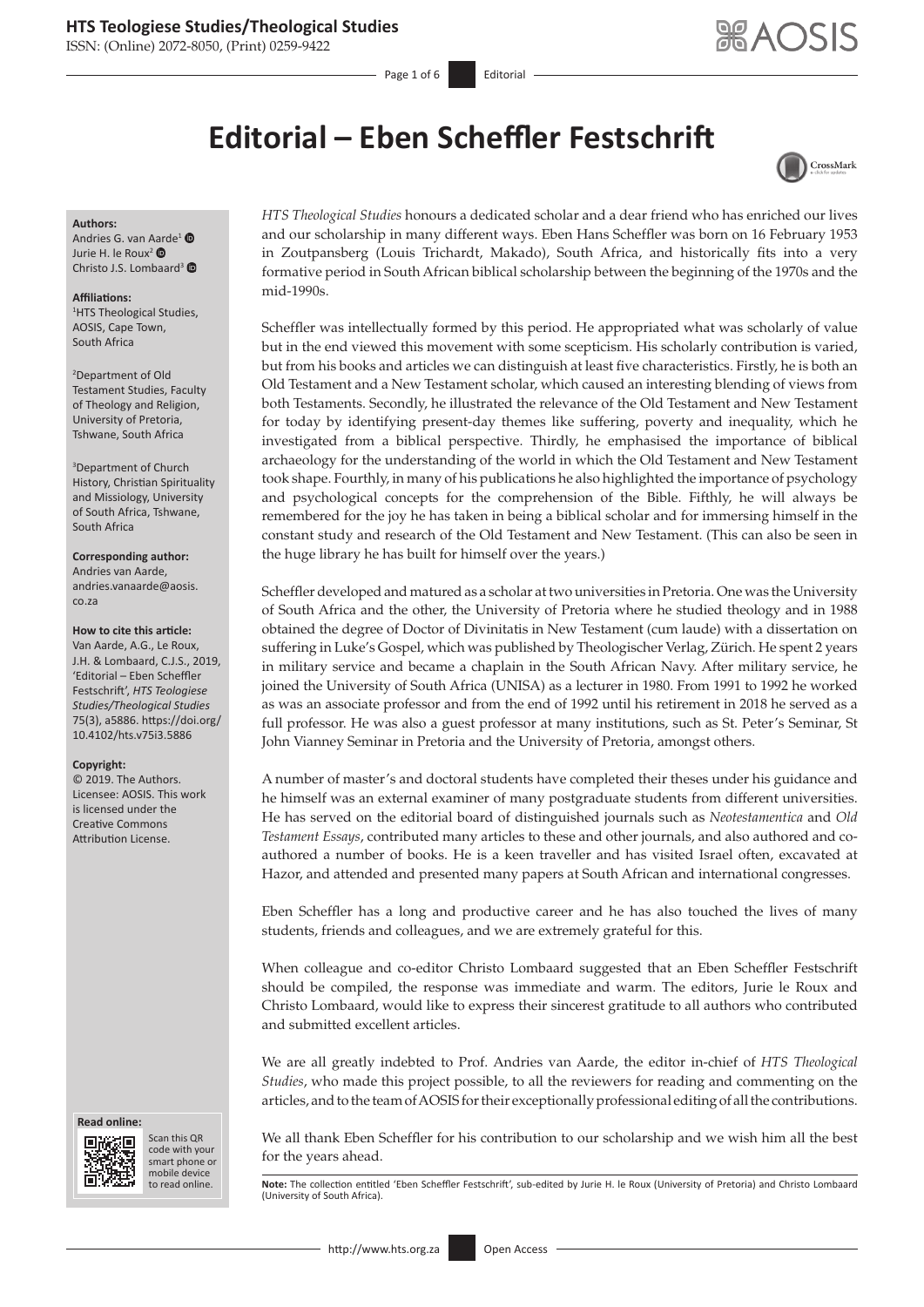# Editorial – Eben Scheffler Festschrift

**Authors:**
Andries G. van Aarde[1]
Jurie H. le Roux[2]
Christo J.S. Lombaard[3]

**Affiliations:**
[1]HTS Theological Studies, AOSIS, Cape Town, South Africa

[2]Department of Old Testament Studies, Faculty of Theology and Religion, University of Pretoria, Tshwane, South Africa

[3]Department of Church History, Christian Spirituality and Missiology, University of South Africa, Tshwane, South Africa

**Corresponding author:**
Andries van Aarde,
andries.vanaarde@aosis.co.za

**How to cite this article:**
Van Aarde, A.G., Le Roux, J.H. & Lombaard, C.J.S., 2019, 'Editorial – Eben Scheffler Festschrift', *HTS Teologiese Studies/Theological Studies* 75(3), a5886. https://doi.org/10.4102/hts.v75i3.5886

**Copyright:**
© 2019. The Authors. Licensee: AOSIS. This work is licensed under the Creative Commons Attribution License.

**Read online:**
Scan this QR code with your smart phone or mobile device to read online.

*HTS Theological Studies* honours a dedicated scholar and a dear friend who has enriched our lives and our scholarship in many different ways. Eben Hans Scheffler was born on 16 February 1953 in Zoutpansberg (Louis Trichardt, Makado), South Africa, and historically fits into a very formative period in South African biblical scholarship between the beginning of the 1970s and the mid-1990s.

Scheffler was intellectually formed by this period. He appropriated what was scholarly of value but in the end viewed this movement with some scepticism. His scholarly contribution is varied, but from his books and articles we can distinguish at least five characteristics. Firstly, he is both an Old Testament and a New Testament scholar, which caused an interesting blending of views from both Testaments. Secondly, he illustrated the relevance of the Old Testament and New Testament for today by identifying present-day themes like suffering, poverty and inequality, which he investigated from a biblical perspective. Thirdly, he emphasised the importance of biblical archaeology for the understanding of the world in which the Old Testament and New Testament took shape. Fourthly, in many of his publications he also highlighted the importance of psychology and psychological concepts for the comprehension of the Bible. Fifthly, he will always be remembered for the joy he has taken in being a biblical scholar and for immersing himself in the constant study and research of the Old Testament and New Testament. (This can also be seen in the huge library he has built for himself over the years.)

Scheffler developed and matured as a scholar at two universities in Pretoria. One was the University of South Africa and the other, the University of Pretoria where he studied theology and in 1988 obtained the degree of Doctor of Divinitatis in New Testament (cum laude) with a dissertation on suffering in Luke's Gospel, which was published by Theologischer Verlag, Zürich. He spent 2 years in military service and became a chaplain in the South African Navy. After military service, he joined the University of South Africa (UNISA) as a lecturer in 1980. From 1991 to 1992 he worked as was an associate professor and from the end of 1992 until his retirement in 2018 he served as a full professor. He was also a guest professor at many institutions, such as St. Peter's Seminar, St John Vianney Seminar in Pretoria and the University of Pretoria, amongst others.

A number of master's and doctoral students have completed their theses under his guidance and he himself was an external examiner of many postgraduate students from different universities. He has served on the editorial board of distinguished journals such as *Neotestamentica* and *Old Testament Essays*, contributed many articles to these and other journals, and also authored and co-authored a number of books. He is a keen traveller and has visited Israel often, excavated at Hazor, and attended and presented many papers at South African and international congresses.

Eben Scheffler has a long and productive career and he has also touched the lives of many students, friends and colleagues, and we are extremely grateful for this.

When colleague and co-editor Christo Lombaard suggested that an Eben Scheffler Festschrift should be compiled, the response was immediate and warm. The editors, Jurie le Roux and Christo Lombaard, would like to express their sincerest gratitude to all authors who contributed and submitted excellent articles.

We are all greatly indebted to Prof. Andries van Aarde, the editor in-chief of *HTS Theological Studies*, who made this project possible, to all the reviewers for reading and commenting on the articles, and to the team of AOSIS for their exceptionally professional editing of all the contributions.

We all thank Eben Scheffler for his contribution to our scholarship and we wish him all the best for the years ahead.

**Note:** The collection entitled 'Eben Scheffler Festschrift', sub-edited by Jurie H. le Roux (University of Pretoria) and Christo Lombaard (University of South Africa).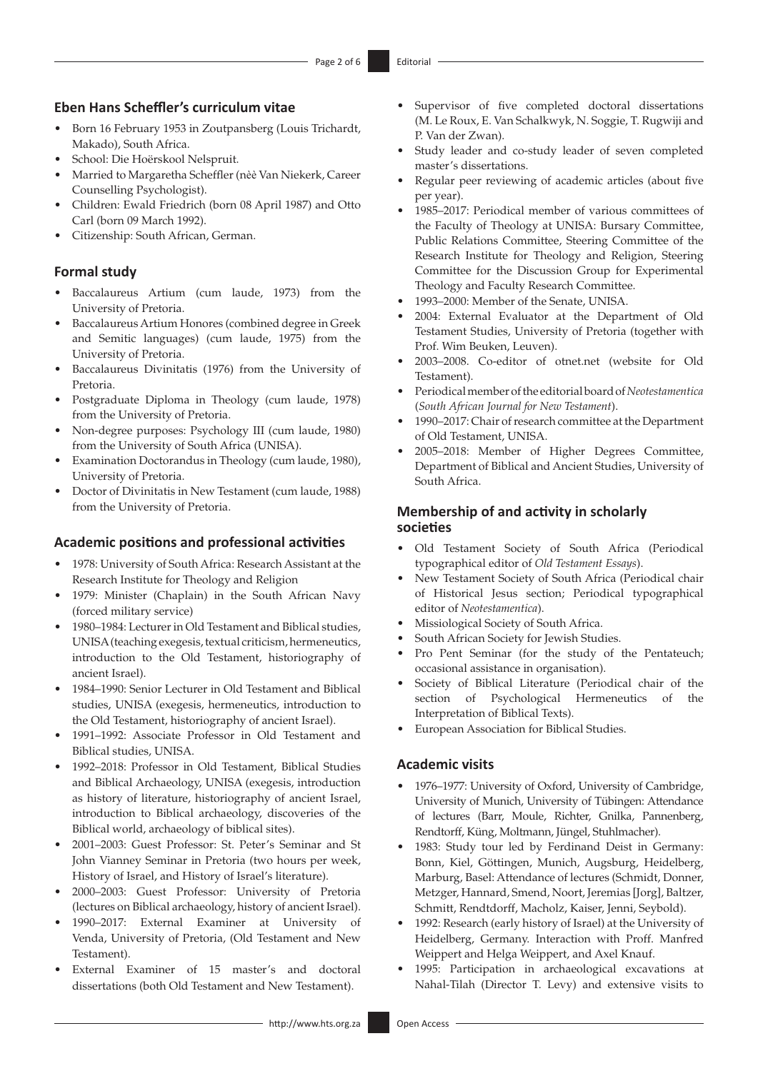## Eben Hans Scheffler's curriculum vitae

- Born 16 February 1953 in Zoutpansberg (Louis Trichardt, Makado), South Africa.
- School: Die Hoërskool Nelspruit.
- Married to Margaretha Scheffler (nèè Van Niekerk, Career Counselling Psychologist).
- Children: Ewald Friedrich (born 08 April 1987) and Otto Carl (born 09 March 1992).
- Citizenship: South African, German.

## Formal study

- Baccalaureus Artium (cum laude, 1973) from the University of Pretoria.
- Baccalaureus Artium Honores (combined degree in Greek and Semitic languages) (cum laude, 1975) from the University of Pretoria.
- Baccalaureus Divinitatis (1976) from the University of Pretoria.
- Postgraduate Diploma in Theology (cum laude, 1978) from the University of Pretoria.
- Non-degree purposes: Psychology III (cum laude, 1980) from the University of South Africa (UNISA).
- Examination Doctorandus in Theology (cum laude, 1980), University of Pretoria.
- Doctor of Divinitatis in New Testament (cum laude, 1988) from the University of Pretoria.

## Academic positions and professional activities

- 1978: University of South Africa: Research Assistant at the Research Institute for Theology and Religion
- 1979: Minister (Chaplain) in the South African Navy (forced military service)
- 1980–1984: Lecturer in Old Testament and Biblical studies, UNISA (teaching exegesis, textual criticism, hermeneutics, introduction to the Old Testament, historiography of ancient Israel).
- 1984–1990: Senior Lecturer in Old Testament and Biblical studies, UNISA (exegesis, hermeneutics, introduction to the Old Testament, historiography of ancient Israel).
- 1991–1992: Associate Professor in Old Testament and Biblical studies, UNISA.
- 1992–2018: Professor in Old Testament, Biblical Studies and Biblical Archaeology, UNISA (exegesis, introduction as history of literature, historiography of ancient Israel, introduction to Biblical archaeology, discoveries of the Biblical world, archaeology of biblical sites).
- 2001–2003: Guest Professor: St. Peter's Seminar and St John Vianney Seminar in Pretoria (two hours per week, History of Israel, and History of Israel's literature).
- 2000–2003: Guest Professor: University of Pretoria (lectures on Biblical archaeology, history of ancient Israel).
- 1990–2017: External Examiner at University of Venda, University of Pretoria, (Old Testament and New Testament).
- External Examiner of 15 master's and doctoral dissertations (both Old Testament and New Testament).
- Supervisor of five completed doctoral dissertations (M. Le Roux, E. Van Schalkwyk, N. Soggie, T. Rugwiji and P. Van der Zwan).
- Study leader and co-study leader of seven completed master's dissertations.
- Regular peer reviewing of academic articles (about five per year).
- 1985–2017: Periodical member of various committees of the Faculty of Theology at UNISA: Bursary Committee, Public Relations Committee, Steering Committee of the Research Institute for Theology and Religion, Steering Committee for the Discussion Group for Experimental Theology and Faculty Research Committee.
- 1993–2000: Member of the Senate, UNISA.
- 2004: External Evaluator at the Department of Old Testament Studies, University of Pretoria (together with Prof. Wim Beuken, Leuven).
- 2003–2008. Co-editor of otnet.net (website for Old Testament).
- Periodical member of the editorial board of *Neotestamentica* (*South African Journal for New Testament*).
- 1990–2017: Chair of research committee at the Department of Old Testament, UNISA.
- 2005–2018: Member of Higher Degrees Committee, Department of Biblical and Ancient Studies, University of South Africa.

## Membership of and activity in scholarly societies

- Old Testament Society of South Africa (Periodical typographical editor of *Old Testament Essays*).
- New Testament Society of South Africa (Periodical chair of Historical Jesus section; Periodical typographical editor of *Neotestamentica*).
- Missiological Society of South Africa.
- South African Society for Jewish Studies.
- Pro Pent Seminar (for the study of the Pentateuch; occasional assistance in organisation).
- Society of Biblical Literature (Periodical chair of the section of Psychological Hermeneutics of the Interpretation of Biblical Texts).
- European Association for Biblical Studies.

## Academic visits

- 1976–1977: University of Oxford, University of Cambridge, University of Munich, University of Tübingen: Attendance of lectures (Barr, Moule, Richter, Gnilka, Pannenberg, Rendtorff, Küng, Moltmann, Jüngel, Stuhlmacher).
- 1983: Study tour led by Ferdinand Deist in Germany: Bonn, Kiel, Göttingen, Munich, Augsburg, Heidelberg, Marburg, Basel: Attendance of lectures (Schmidt, Donner, Metzger, Hannard, Smend, Noort, Jeremias [Jorg], Baltzer, Schmitt, Rendtdorff, Macholz, Kaiser, Jenni, Seybold).
- 1992: Research (early history of Israel) at the University of Heidelberg, Germany. Interaction with Proff. Manfred Weippert and Helga Weippert, and Axel Knauf.
- 1995: Participation in archaeological excavations at Nahal-Tilah (Director T. Levy) and extensive visits to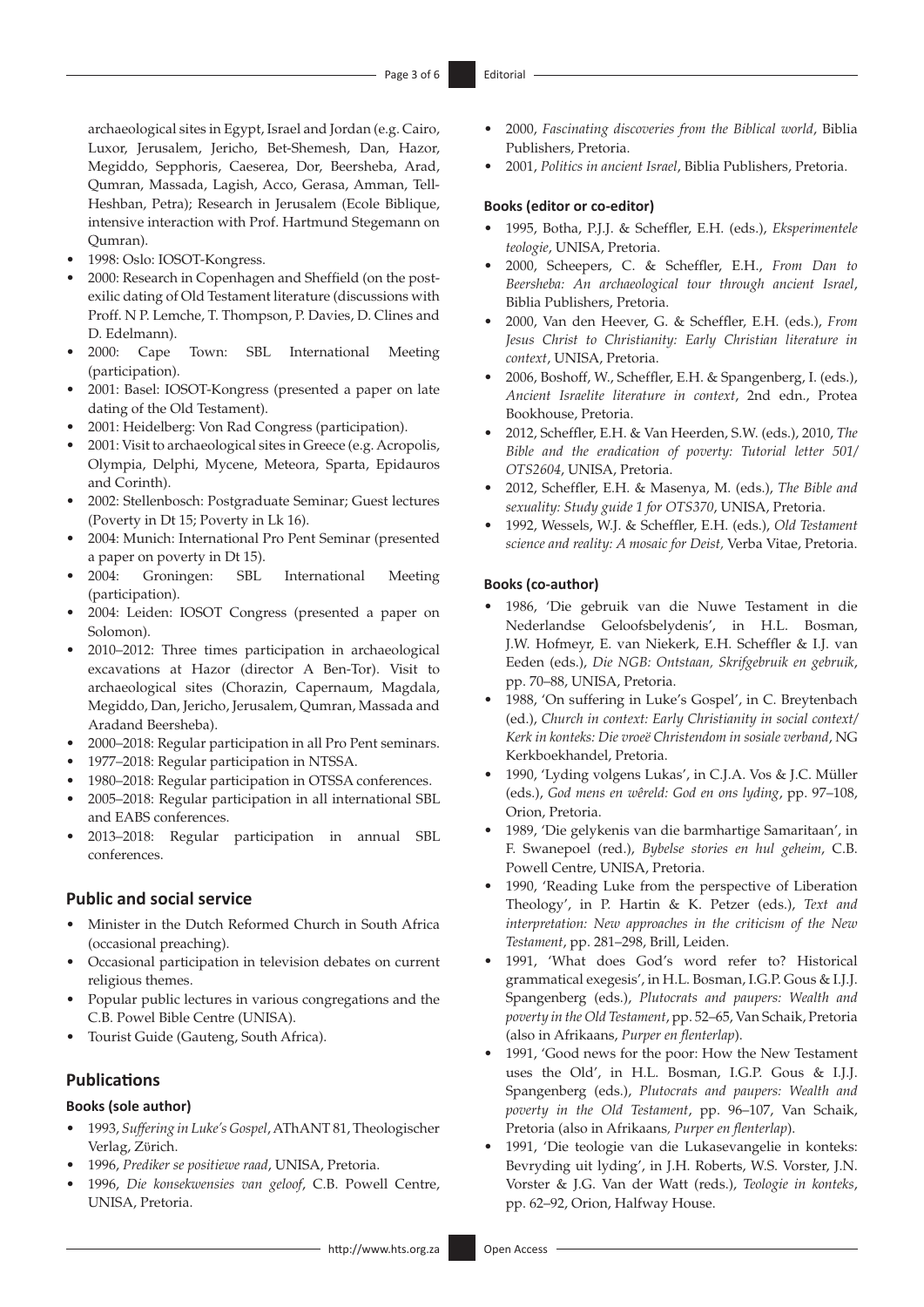archaeological sites in Egypt, Israel and Jordan (e.g. Cairo, Luxor, Jerusalem, Jericho, Bet-Shemesh, Dan, Hazor, Megiddo, Sepphoris, Caeserea, Dor, Beersheba, Arad, Qumran, Massada, Lagish, Acco, Gerasa, Amman, Tell-Heshban, Petra); Research in Jerusalem (Ecole Biblique, intensive interaction with Prof. Hartmund Stegemann on Qumran).

- 1998: Oslo: IOSOT-Kongress.
- 2000: Research in Copenhagen and Sheffield (on the post-exilic dating of Old Testament literature (discussions with Proff. N P. Lemche, T. Thompson, P. Davies, D. Clines and D. Edelmann).
- 2000: Cape Town: SBL International Meeting (participation).
- 2001: Basel: IOSOT-Kongress (presented a paper on late dating of the Old Testament).
- 2001: Heidelberg: Von Rad Congress (participation).
- 2001: Visit to archaeological sites in Greece (e.g. Acropolis, Olympia, Delphi, Mycene, Meteora, Sparta, Epidauros and Corinth).
- 2002: Stellenbosch: Postgraduate Seminar; Guest lectures (Poverty in Dt 15; Poverty in Lk 16).
- 2004: Munich: International Pro Pent Seminar (presented a paper on poverty in Dt 15).
- 2004: Groningen: SBL International Meeting (participation).
- 2004: Leiden: IOSOT Congress (presented a paper on Solomon).
- 2010–2012: Three times participation in archaeological excavations at Hazor (director A Ben-Tor). Visit to archaeological sites (Chorazin, Capernaum, Magdala, Megiddo, Dan, Jericho, Jerusalem, Qumran, Massada and Aradand Beersheba).
- 2000–2018: Regular participation in all Pro Pent seminars.
- 1977–2018: Regular participation in NTSSA.
- 1980–2018: Regular participation in OTSSA conferences.
- 2005–2018: Regular participation in all international SBL and EABS conferences.
- 2013–2018: Regular participation in annual SBL conferences.

## Public and social service

- Minister in the Dutch Reformed Church in South Africa (occasional preaching).
- Occasional participation in television debates on current religious themes.
- Popular public lectures in various congregations and the C.B. Powel Bible Centre (UNISA).
- Tourist Guide (Gauteng, South Africa).

## Publications

### Books (sole author)

- 1993, *Suffering in Luke's Gospel*, AThANT 81, Theologischer Verlag, Zörich.
- 1996, *Prediker se positiewe raad*, UNISA, Pretoria.
- 1996, *Die konsekwensies van geloof*, C.B. Powell Centre, UNISA, Pretoria.
- 2000, *Fascinating discoveries from the Biblical world*, Biblia Publishers, Pretoria.
- 2001, *Politics in ancient Israel*, Biblia Publishers, Pretoria.

### Books (editor or co-editor)

- 1995, Botha, P.J.J. & Scheffler, E.H. (eds.), *Eksperimentele teologie*, UNISA, Pretoria.
- 2000, Scheepers, C. & Scheffler, E.H., *From Dan to Beersheba: An archaeological tour through ancient Israel*, Biblia Publishers, Pretoria.
- 2000, Van den Heever, G. & Scheffler, E.H. (eds.), *From Jesus Christ to Christianity: Early Christian literature in context*, UNISA, Pretoria.
- 2006, Boshoff, W., Scheffler, E.H. & Spangenberg, I. (eds.), *Ancient Israelite literature in context*, 2nd edn., Protea Bookhouse, Pretoria.
- 2012, Scheffler, E.H. & Van Heerden, S.W. (eds.), 2010, *The Bible and the eradication of poverty: Tutorial letter 501/ OTS2604*, UNISA, Pretoria.
- 2012, Scheffler, E.H. & Masenya, M. (eds.), *The Bible and sexuality: Study guide 1 for OTS370*, UNISA, Pretoria.
- 1992, Wessels, W.J. & Scheffler, E.H. (eds.), *Old Testament science and reality: A mosaic for Deist*, Verba Vitae, Pretoria.

### Books (co-author)

- 1986, 'Die gebruik van die Nuwe Testament in die Nederlandse Geloofsbelydenis', in H.L. Bosman, J.W. Hofmeyr, E. van Niekerk, E.H. Scheffler & I.J. van Eeden (eds.), *Die NGB: Ontstaan, Skrifgebruik en gebruik*, pp. 70–88, UNISA, Pretoria.
- 1988, 'On suffering in Luke's Gospel', in C. Breytenbach (ed.), *Church in context: Early Christianity in social context/ Kerk in konteks: Die vroeë Christendom in sosiale verband*, NG Kerkboekhandel, Pretoria.
- 1990, 'Lyding volgens Lukas', in C.J.A. Vos & J.C. Müller (eds.), *God mens en wêreld: God en ons lyding*, pp. 97–108, Orion, Pretoria.
- 1989, 'Die gelykenis van die barmhartige Samaritaan', in F. Swanepoel (red.), *Bybelse stories en hul geheim*, C.B. Powell Centre, UNISA, Pretoria.
- 1990, 'Reading Luke from the perspective of Liberation Theology', in P. Hartin & K. Petzer (eds.), *Text and interpretation: New approaches in the criticism of the New Testament*, pp. 281–298, Brill, Leiden.
- 1991, 'What does God's word refer to? Historical grammatical exegesis', in H.L. Bosman, I.G.P. Gous & I.J.J. Spangenberg (eds.), *Plutocrats and paupers: Wealth and poverty in the Old Testament*, pp. 52–65, Van Schaik, Pretoria (also in Afrikaans, *Purper en flenterlap*).
- 1991, 'Good news for the poor: How the New Testament uses the Old', in H.L. Bosman, I.G.P. Gous & I.J.J. Spangenberg (eds.), *Plutocrats and paupers: Wealth and poverty in the Old Testament*, pp. 96–107, Van Schaik, Pretoria (also in Afrikaans, *Purper en flenterlap*).
- 1991, 'Die teologie van die Lukasevangelie in konteks: Bevryding uit lyding', in J.H. Roberts, W.S. Vorster, J.N. Vorster & J.G. Van der Watt (reds.), *Teologie in konteks*, pp. 62–92, Orion, Halfway House.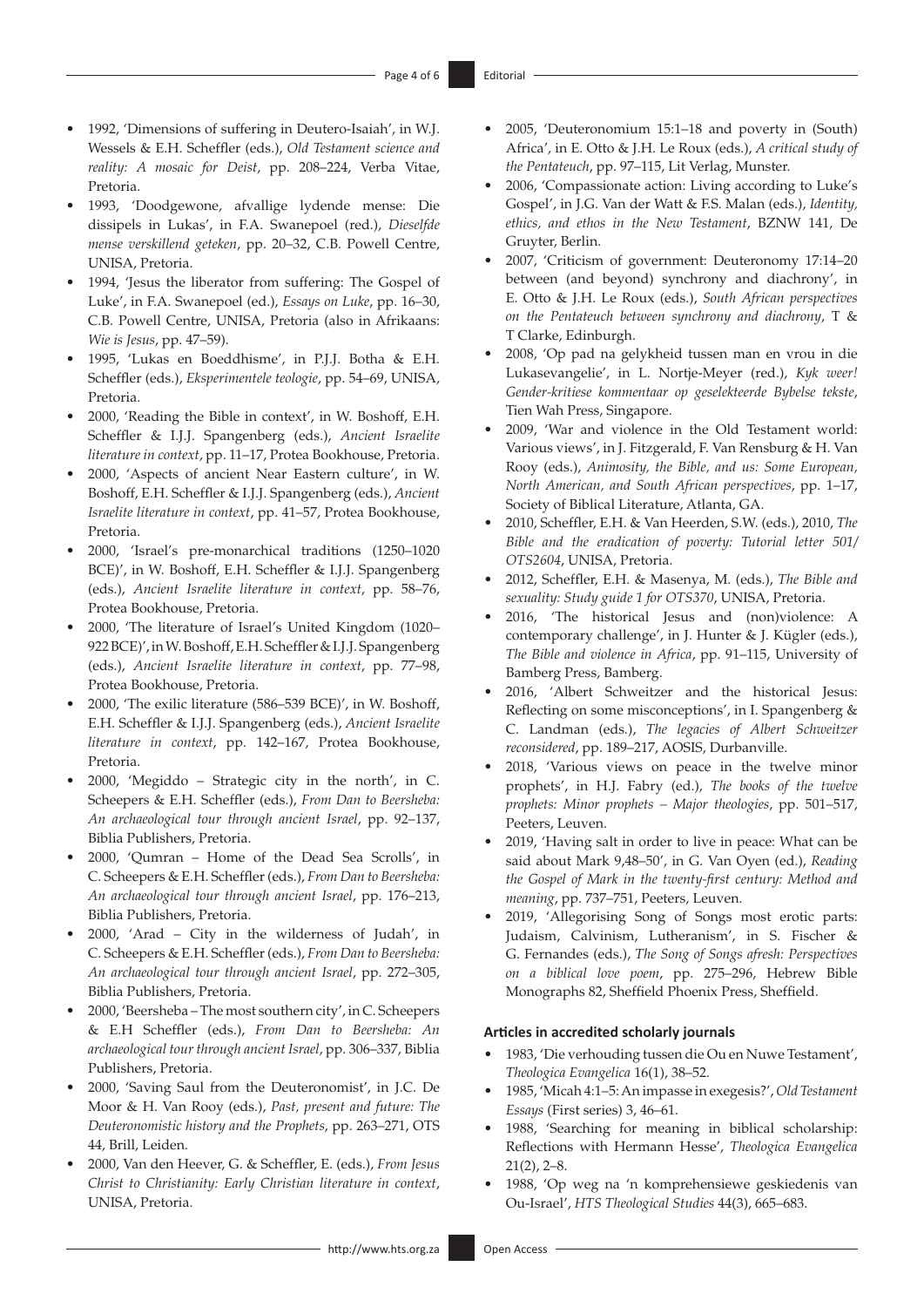- 1992, 'Dimensions of suffering in Deutero-Isaiah', in W.J. Wessels & E.H. Scheffler (eds.), *Old Testament science and reality: A mosaic for Deist*, pp. 208–224, Verba Vitae, Pretoria.
- 1993, 'Doodgewone, afvallige lydende mense: Die dissipels in Lukas', in F.A. Swanepoel (red.), *Dieselfde mense verskillend geteken*, pp. 20–32, C.B. Powell Centre, UNISA, Pretoria.
- 1994, 'Jesus the liberator from suffering: The Gospel of Luke', in F.A. Swanepoel (ed.), *Essays on Luke*, pp. 16–30, C.B. Powell Centre, UNISA, Pretoria (also in Afrikaans: *Wie is Jesus*, pp. 47–59).
- 1995, 'Lukas en Boeddhisme', in P.J.J. Botha & E.H. Scheffler (eds.), *Eksperimentele teologie*, pp. 54–69, UNISA, Pretoria.
- 2000, 'Reading the Bible in context', in W. Boshoff, E.H. Scheffler & I.J.J. Spangenberg (eds.), *Ancient Israelite literature in context*, pp. 11–17, Protea Bookhouse, Pretoria.
- 2000, 'Aspects of ancient Near Eastern culture', in W. Boshoff, E.H. Scheffler & I.J.J. Spangenberg (eds.), *Ancient Israelite literature in context*, pp. 41–57, Protea Bookhouse, Pretoria.
- 2000, 'Israel's pre-monarchical traditions (1250–1020 BCE)', in W. Boshoff, E.H. Scheffler & I.J.J. Spangenberg (eds.), *Ancient Israelite literature in context*, pp. 58–76, Protea Bookhouse, Pretoria.
- 2000, 'The literature of Israel's United Kingdom (1020–922 BCE)', in W. Boshoff, E.H. Scheffler & I.J.J. Spangenberg (eds.), *Ancient Israelite literature in context*, pp. 77–98, Protea Bookhouse, Pretoria.
- 2000, 'The exilic literature (586–539 BCE)', in W. Boshoff, E.H. Scheffler & I.J.J. Spangenberg (eds.), *Ancient Israelite literature in context*, pp. 142–167, Protea Bookhouse, Pretoria.
- 2000, 'Megiddo – Strategic city in the north', in C. Scheepers & E.H. Scheffler (eds.), *From Dan to Beersheba: An archaeological tour through ancient Israel*, pp. 92–137, Biblia Publishers, Pretoria.
- 2000, 'Qumran – Home of the Dead Sea Scrolls', in C. Scheepers & E.H. Scheffler (eds.), *From Dan to Beersheba: An archaeological tour through ancient Israel*, pp. 176–213, Biblia Publishers, Pretoria.
- 2000, 'Arad – City in the wilderness of Judah', in C. Scheepers & E.H. Scheffler (eds.), *From Dan to Beersheba: An archaeological tour through ancient Israel*, pp. 272–305, Biblia Publishers, Pretoria.
- 2000, 'Beersheba – The most southern city', in C. Scheepers & E.H Scheffler (eds.), *From Dan to Beersheba: An archaeological tour through ancient Israel*, pp. 306–337, Biblia Publishers, Pretoria.
- 2000, 'Saving Saul from the Deuteronomist', in J.C. De Moor & H. Van Rooy (eds.), *Past, present and future: The Deuteronomistic history and the Prophets*, pp. 263–271, OTS 44, Brill, Leiden.
- 2000, Van den Heever, G. & Scheffler, E. (eds.), *From Jesus Christ to Christianity: Early Christian literature in context*, UNISA, Pretoria.
- 2005, 'Deuteronomium 15:1–18 and poverty in (South) Africa', in E. Otto & J.H. Le Roux (eds.), *A critical study of the Pentateuch*, pp. 97–115, Lit Verlag, Munster.
- 2006, 'Compassionate action: Living according to Luke's Gospel', in J.G. Van der Watt & F.S. Malan (eds.), *Identity, ethics, and ethos in the New Testament*, BZNW 141, De Gruyter, Berlin.
- 2007, 'Criticism of government: Deuteronomy 17:14–20 between (and beyond) synchrony and diachrony', in E. Otto & J.H. Le Roux (eds.), *South African perspectives on the Pentateuch between synchrony and diachrony*, T & T Clarke, Edinburgh.
- 2008, 'Op pad na gelykheid tussen man en vrou in die Lukasevangelie', in L. Nortje-Meyer (red.), *Kyk weer! Gender-kritiese kommentaar op geselekteerde Bybelse tekste*, Tien Wah Press, Singapore.
- 2009, 'War and violence in the Old Testament world: Various views', in J. Fitzgerald, F. Van Rensburg & H. Van Rooy (eds.), *Animosity, the Bible, and us: Some European, North American, and South African perspectives*, pp. 1–17, Society of Biblical Literature, Atlanta, GA.
- 2010, Scheffler, E.H. & Van Heerden, S.W. (eds.), 2010, *The Bible and the eradication of poverty: Tutorial letter 501/OTS2604*, UNISA, Pretoria.
- 2012, Scheffler, E.H. & Masenya, M. (eds.), *The Bible and sexuality: Study guide 1 for OTS370*, UNISA, Pretoria.
- 2016, 'The historical Jesus and (non)violence: A contemporary challenge', in J. Hunter & J. Kügler (eds.), *The Bible and violence in Africa*, pp. 91–115, University of Bamberg Press, Bamberg.
- 2016, 'Albert Schweitzer and the historical Jesus: Reflecting on some misconceptions', in I. Spangenberg & C. Landman (eds.), *The legacies of Albert Schweitzer reconsidered*, pp. 189–217, AOSIS, Durbanville.
- 2018, 'Various views on peace in the twelve minor prophets', in H.J. Fabry (ed.), *The books of the twelve prophets: Minor prophets – Major theologies*, pp. 501–517, Peeters, Leuven.
- 2019, 'Having salt in order to live in peace: What can be said about Mark 9,48–50', in G. Van Oyen (ed.), *Reading the Gospel of Mark in the twenty-first century: Method and meaning*, pp. 737–751, Peeters, Leuven.
- 2019, 'Allegorising Song of Songs most erotic parts: Judaism, Calvinism, Lutheranism', in S. Fischer & G. Fernandes (eds.), *The Song of Songs afresh: Perspectives on a biblical love poem*, pp. 275–296, Hebrew Bible Monographs 82, Sheffield Phoenix Press, Sheffield.

#### Articles in accredited scholarly journals

- 1983, 'Die verhouding tussen die Ou en Nuwe Testament', *Theologica Evangelica* 16(1), 38–52.
- 1985, 'Micah 4:1–5: An impasse in exegesis?', *Old Testament Essays* (First series) 3, 46–61.
- 1988, 'Searching for meaning in biblical scholarship: Reflections with Hermann Hesse', *Theologica Evangelica* 21(2), 2–8.
- 1988, 'Op weg na 'n komprehensiewe geskiedenis van Ou-Israel', *HTS Theological Studies* 44(3), 665–683.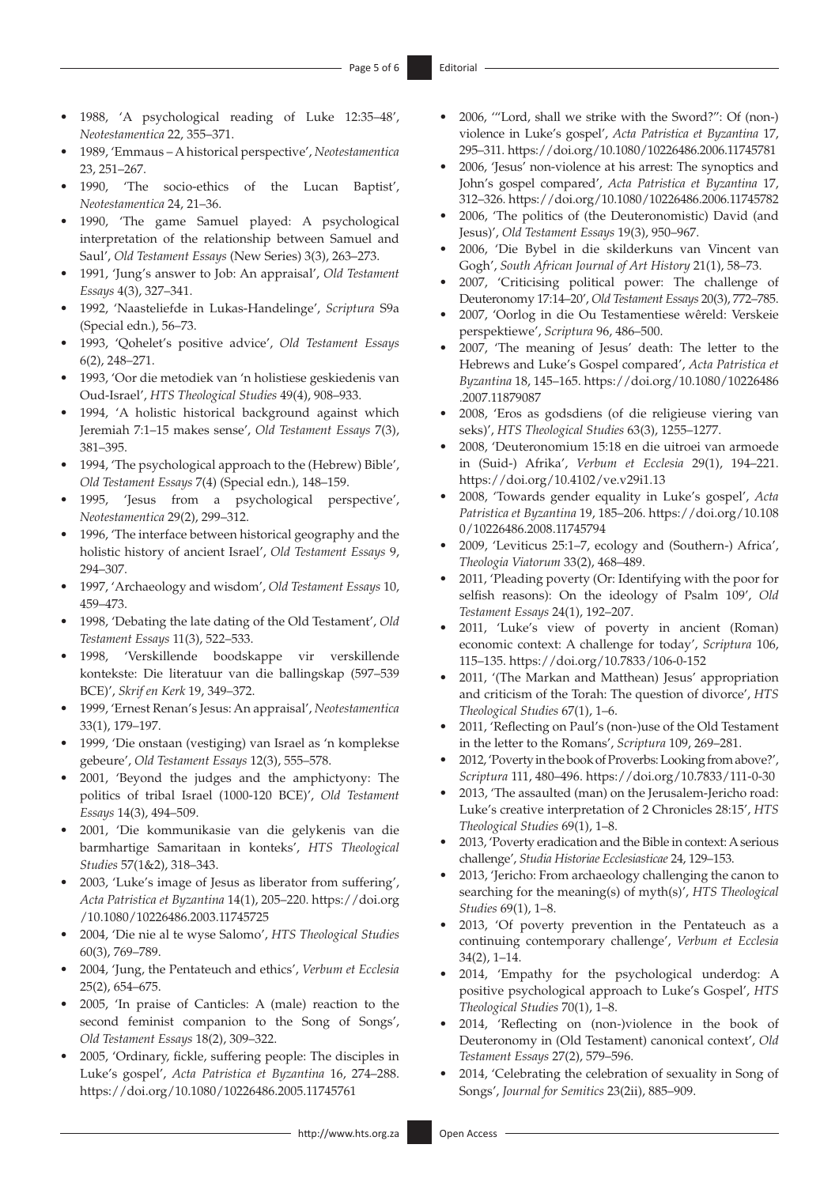- 1988, 'A psychological reading of Luke 12:35–48', *Neotestamentica* 22, 355–371.
- 1989, 'Emmaus – A historical perspective', *Neotestamentica* 23, 251–267.
- 1990, 'The socio-ethics of the Lucan Baptist', *Neotestamentica* 24, 21–36.
- 1990, 'The game Samuel played: A psychological interpretation of the relationship between Samuel and Saul', *Old Testament Essays* (New Series) 3(3), 263–273.
- 1991, 'Jung's answer to Job: An appraisal', *Old Testament Essays* 4(3), 327–341.
- 1992, 'Naasteliefde in Lukas-Handelinge', *Scriptura* S9a (Special edn.), 56–73.
- 1993, 'Qohelet's positive advice', *Old Testament Essays* 6(2), 248–271.
- 1993, 'Oor die metodiek van 'n holistiese geskiedenis van Oud-Israel', *HTS Theological Studies* 49(4), 908–933.
- 1994, 'A holistic historical background against which Jeremiah 7:1–15 makes sense', *Old Testament Essays* 7(3), 381–395.
- 1994, 'The psychological approach to the (Hebrew) Bible', *Old Testament Essays* 7(4) (Special edn.), 148–159.
- 1995, 'Jesus from a psychological perspective', *Neotestamentica* 29(2), 299–312.
- 1996, 'The interface between historical geography and the holistic history of ancient Israel', *Old Testament Essays* 9, 294–307.
- 1997, 'Archaeology and wisdom', *Old Testament Essays* 10, 459–473.
- 1998, 'Debating the late dating of the Old Testament', *Old Testament Essays* 11(3), 522–533.
- 1998, 'Verskillende boodskappe vir verskillende kontekste: Die literatuur van die ballingskap (597–539 BCE)', *Skrif en Kerk* 19, 349–372.
- 1999, 'Ernest Renan's Jesus: An appraisal', *Neotestamentica* 33(1), 179–197.
- 1999, 'Die onstaan (vestiging) van Israel as 'n komplekse gebeure', *Old Testament Essays* 12(3), 555–578.
- 2001, 'Beyond the judges and the amphictyony: The politics of tribal Israel (1000-120 BCE)', *Old Testament Essays* 14(3), 494–509.
- 2001, 'Die kommunikasie van die gelykenis van die barmhartige Samaritaan in konteks', *HTS Theological Studies* 57(1&2), 318–343.
- 2003, 'Luke's image of Jesus as liberator from suffering', *Acta Patristica et Byzantina* 14(1), 205–220. https://doi.org/10.1080/10226486.2003.11745725
- 2004, 'Die nie al te wyse Salomo', *HTS Theological Studies* 60(3), 769–789.
- 2004, 'Jung, the Pentateuch and ethics', *Verbum et Ecclesia* 25(2), 654–675.
- 2005, 'In praise of Canticles: A (male) reaction to the second feminist companion to the Song of Songs', *Old Testament Essays* 18(2), 309–322.
- 2005, 'Ordinary, fickle, suffering people: The disciples in Luke's gospel', *Acta Patristica et Byzantina* 16, 274–288. https://doi.org/10.1080/10226486.2005.11745761
- 2006, '"Lord, shall we strike with the Sword?": Of (non-) violence in Luke's gospel', *Acta Patristica et Byzantina* 17, 295–311. https://doi.org/10.1080/10226486.2006.11745781
- 2006, 'Jesus' non-violence at his arrest: The synoptics and John's gospel compared', *Acta Patristica et Byzantina* 17, 312–326. https://doi.org/10.1080/10226486.2006.11745782
- 2006, 'The politics of (the Deuteronomistic) David (and Jesus)', *Old Testament Essays* 19(3), 950–967.
- 2006, 'Die Bybel in die skilderkuns van Vincent van Gogh', *South African Journal of Art History* 21(1), 58–73.
- 2007, 'Criticising political power: The challenge of Deuteronomy 17:14–20', *Old Testament Essays* 20(3), 772–785.
- 2007, 'Oorlog in die Ou Testamentiese wêreld: Verskeie perspektiewe', *Scriptura* 96, 486–500.
- 2007, 'The meaning of Jesus' death: The letter to the Hebrews and Luke's Gospel compared', *Acta Patristica et Byzantina* 18, 145–165. https://doi.org/10.1080/10226486.2007.11879087
- 2008, 'Eros as godsdiens (of die religieuse viering van seks)', *HTS Theological Studies* 63(3), 1255–1277.
- 2008, 'Deuteronomium 15:18 en die uitroei van armoede in (Suid-) Afrika', *Verbum et Ecclesia* 29(1), 194–221. https://doi.org/10.4102/ve.v29i1.13
- 2008, 'Towards gender equality in Luke's gospel', *Acta Patristica et Byzantina* 19, 185–206. https://doi.org/10.1080/10226486.2008.11745794
- 2009, 'Leviticus 25:1–7, ecology and (Southern-) Africa', *Theologia Viatorum* 33(2), 468–489.
- 2011, 'Pleading poverty (Or: Identifying with the poor for selfish reasons): On the ideology of Psalm 109', *Old Testament Essays* 24(1), 192–207.
- 2011, 'Luke's view of poverty in ancient (Roman) economic context: A challenge for today', *Scriptura* 106, 115–135. https://doi.org/10.7833/106-0-152
- 2011, '(The Markan and Matthean) Jesus' appropriation and criticism of the Torah: The question of divorce', *HTS Theological Studies* 67(1), 1–6.
- 2011, 'Reflecting on Paul's (non-)use of the Old Testament in the letter to the Romans', *Scriptura* 109, 269–281.
- 2012, 'Poverty in the book of Proverbs: Looking from above?', *Scriptura* 111, 480–496. https://doi.org/10.7833/111-0-30
- 2013, 'The assaulted (man) on the Jerusalem-Jericho road: Luke's creative interpretation of 2 Chronicles 28:15', *HTS Theological Studies* 69(1), 1–8.
- 2013, 'Poverty eradication and the Bible in context: A serious challenge', *Studia Historiae Ecclesiasticae* 24, 129–153.
- 2013, 'Jericho: From archaeology challenging the canon to searching for the meaning(s) of myth(s)', *HTS Theological Studies* 69(1), 1–8.
- 2013, 'Of poverty prevention in the Pentateuch as a continuing contemporary challenge', *Verbum et Ecclesia* 34(2), 1–14.
- 2014, 'Empathy for the psychological underdog: A positive psychological approach to Luke's Gospel', *HTS Theological Studies* 70(1), 1–8.
- 2014, 'Reflecting on (non-)violence in the book of Deuteronomy in (Old Testament) canonical context', *Old Testament Essays* 27(2), 579–596.
- 2014, 'Celebrating the celebration of sexuality in Song of Songs', *Journal for Semitics* 23(2ii), 885–909.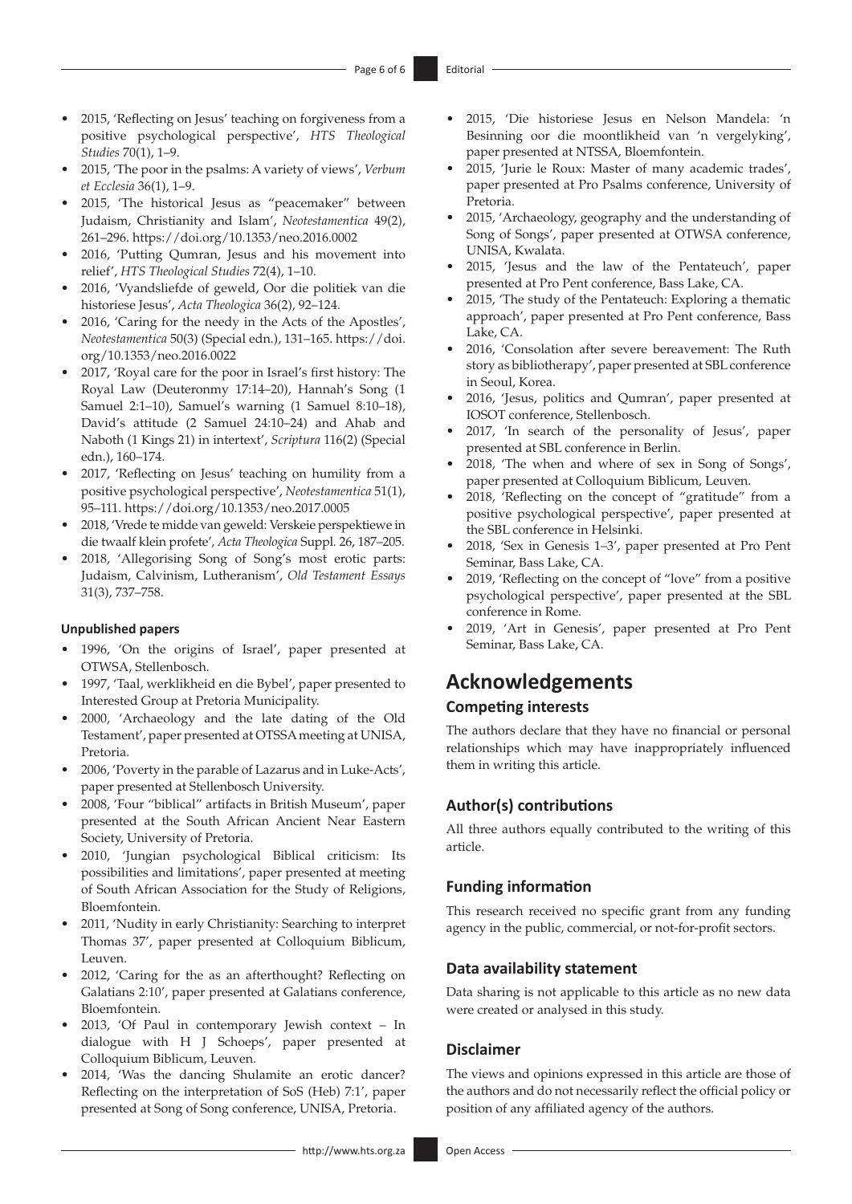- 2015, 'Reflecting on Jesus' teaching on forgiveness from a positive psychological perspective', *HTS Theological Studies* 70(1), 1–9.
- 2015, 'The poor in the psalms: A variety of views', *Verbum et Ecclesia* 36(1), 1–9.
- 2015, 'The historical Jesus as "peacemaker" between Judaism, Christianity and Islam', *Neotestamentica* 49(2), 261–296. https://doi.org/10.1353/neo.2016.0002
- 2016, 'Putting Qumran, Jesus and his movement into relief', *HTS Theological Studies* 72(4), 1–10.
- 2016, 'Vyandsliefde of geweld, Oor die politiek van die historiese Jesus', *Acta Theologica* 36(2), 92–124.
- 2016, 'Caring for the needy in the Acts of the Apostles', *Neotestamentica* 50(3) (Special edn.), 131–165. https://doi.org/10.1353/neo.2016.0022
- 2017, 'Royal care for the poor in Israel's first history: The Royal Law (Deuteronmy 17:14–20), Hannah's Song (1 Samuel 2:1–10), Samuel's warning (1 Samuel 8:10–18), David's attitude (2 Samuel 24:10–24) and Ahab and Naboth (1 Kings 21) in intertext', *Scriptura* 116(2) (Special edn.), 160–174.
- 2017, 'Reflecting on Jesus' teaching on humility from a positive psychological perspective', *Neotestamentica* 51(1), 95–111. https://doi.org/10.1353/neo.2017.0005
- 2018, 'Vrede te midde van geweld: Verskeie perspektiewe in die twaalf klein profete', *Acta Theologica* Suppl. 26, 187–205.
- 2018, 'Allegorising Song of Song's most erotic parts: Judaism, Calvinism, Lutheranism', *Old Testament Essays* 31(3), 737–758.

#### Unpublished papers

- 1996, 'On the origins of Israel', paper presented at OTWSA, Stellenbosch.
- 1997, 'Taal, werklikheid en die Bybel', paper presented to Interested Group at Pretoria Municipality.
- 2000, 'Archaeology and the late dating of the Old Testament', paper presented at OTSSA meeting at UNISA, Pretoria.
- 2006, 'Poverty in the parable of Lazarus and in Luke-Acts', paper presented at Stellenbosch University.
- 2008, 'Four "biblical" artifacts in British Museum', paper presented at the South African Ancient Near Eastern Society, University of Pretoria.
- 2010, 'Jungian psychological Biblical criticism: Its possibilities and limitations', paper presented at meeting of South African Association for the Study of Religions, Bloemfontein.
- 2011, 'Nudity in early Christianity: Searching to interpret Thomas 37', paper presented at Colloquium Biblicum, Leuven.
- 2012, 'Caring for the as an afterthought? Reflecting on Galatians 2:10', paper presented at Galatians conference, Bloemfontein.
- 2013, 'Of Paul in contemporary Jewish context – In dialogue with H J Schoeps', paper presented at Colloquium Biblicum, Leuven.
- 2014, 'Was the dancing Shulamite an erotic dancer? Reflecting on the interpretation of SoS (Heb) 7:1', paper presented at Song of Song conference, UNISA, Pretoria.
- 2015, 'Die historiese Jesus en Nelson Mandela: 'n Besinning oor die moontlikheid van 'n vergelyking', paper presented at NTSSA, Bloemfontein.
- 2015, 'Jurie le Roux: Master of many academic trades', paper presented at Pro Psalms conference, University of Pretoria.
- 2015, 'Archaeology, geography and the understanding of Song of Songs', paper presented at OTWSA conference, UNISA, Kwalata.
- 2015, 'Jesus and the law of the Pentateuch', paper presented at Pro Pent conference, Bass Lake, CA.
- 2015, 'The study of the Pentateuch: Exploring a thematic approach', paper presented at Pro Pent conference, Bass Lake, CA.
- 2016, 'Consolation after severe bereavement: The Ruth story as bibliotherapy', paper presented at SBL conference in Seoul, Korea.
- 2016, 'Jesus, politics and Qumran', paper presented at IOSOT conference, Stellenbosch.
- 2017, 'In search of the personality of Jesus', paper presented at SBL conference in Berlin.
- 2018, 'The when and where of sex in Song of Songs', paper presented at Colloquium Biblicum, Leuven.
- 2018, 'Reflecting on the concept of "gratitude" from a positive psychological perspective', paper presented at the SBL conference in Helsinki.
- 2018, 'Sex in Genesis 1–3', paper presented at Pro Pent Seminar, Bass Lake, CA.
- 2019, 'Reflecting on the concept of "love" from a positive psychological perspective', paper presented at the SBL conference in Rome.
- 2019, 'Art in Genesis', paper presented at Pro Pent Seminar, Bass Lake, CA.

## Acknowledgements

### Competing interests

The authors declare that they have no financial or personal relationships which may have inappropriately influenced them in writing this article.

### Author(s) contributions

All three authors equally contributed to the writing of this article.

### Funding information

This research received no specific grant from any funding agency in the public, commercial, or not-for-profit sectors.

### Data availability statement

Data sharing is not applicable to this article as no new data were created or analysed in this study.

### Disclaimer

The views and opinions expressed in this article are those of the authors and do not necessarily reflect the official policy or position of any affiliated agency of the authors.